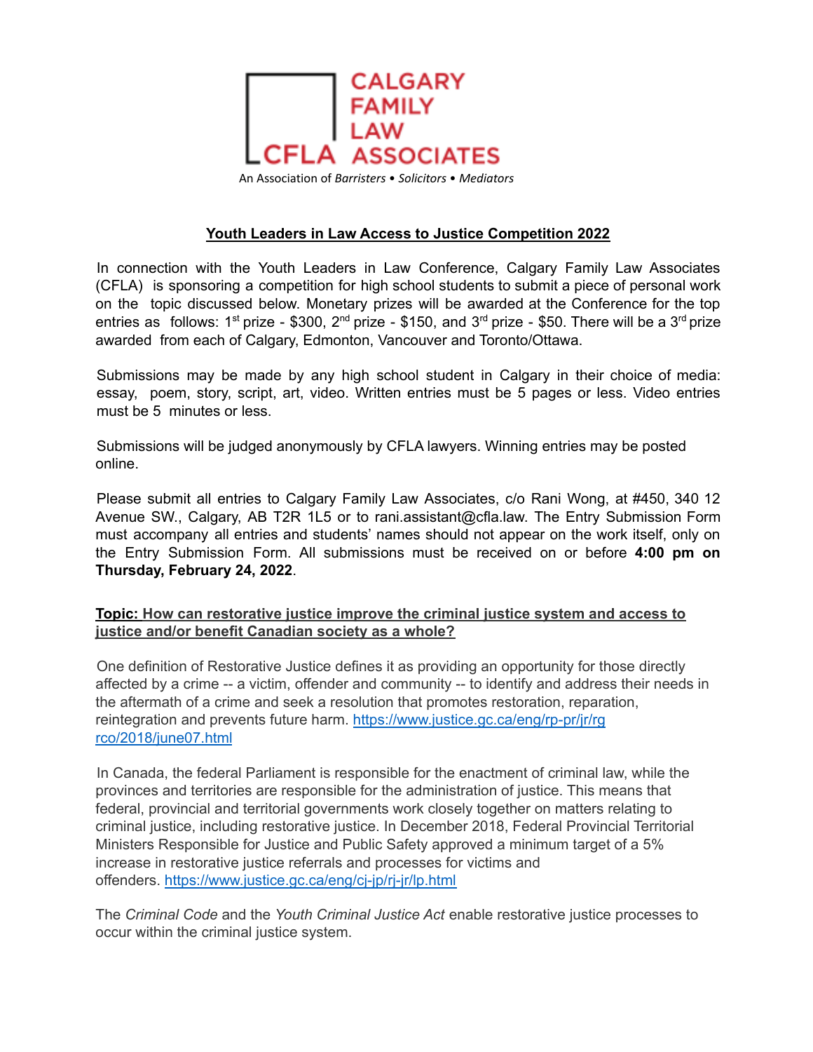CALGARY FAMILY LAW ASSOCIATES

CFLA

An Association of *Barristers • Solicitors • Mediators*

## Youth Leaders in Law Access to Justice Competition 2022

In connection with the Youth Leaders in Law Conference, Calgary Family Law Associates (CFLA) is sponsoring a competition for high school students to submit a piece of personal work on the topic discussed below. Monetary prizes will be awarded at the Conference for the top entries as follows: 1st prize - $300, 2nd prize - $150, and 3rd prize - $50. There will be a 3rd prize awarded from each of Calgary, Edmonton, Vancouver and Toronto/Ottawa.

Submissions may be made by any high school student in Calgary in their choice of media: essay, poem, story, script, art, video. Written entries must be 5 pages or less. Video entries must be 5 minutes or less.

Submissions will be judged anonymously by CFLA lawyers. Winning entries may be posted online.

Please submit all entries to Calgary Family Law Associates, c/o Rani Wong, at #450, 340 12 Avenue SW., Calgary, AB T2R 1L5 or to rani.assistant@cfla.law. The Entry Submission Form must accompany all entries and students' names should not appear on the work itself, only on the Entry Submission Form. All submissions must be received on or before **4:00 pm on Thursday, February 24, 2022**.

**Topic: How can restorative justice improve the criminal justice system and access to justice and/or benefit Canadian society as a whole?**

One definition of Restorative Justice defines it as providing an opportunity for those directly affected by a crime -- a victim, offender and community -- to identify and address their needs in the aftermath of a crime and seek a resolution that promotes restoration, reparation, reintegration and prevents future harm. https://www.justice.gc.ca/eng/rp-pr/jr/rgrco/2018/june07.html

In Canada, the federal Parliament is responsible for the enactment of criminal law, while the provinces and territories are responsible for the administration of justice. This means that federal, provincial and territorial governments work closely together on matters relating to criminal justice, including restorative justice. In December 2018, Federal Provincial Territorial Ministers Responsible for Justice and Public Safety approved a minimum target of a 5% increase in restorative justice referrals and processes for victims and offenders. https://www.justice.gc.ca/eng/cj-jp/rj-jr/lp.html

The *Criminal Code* and the *Youth Criminal Justice Act* enable restorative justice processes to occur within the criminal justice system.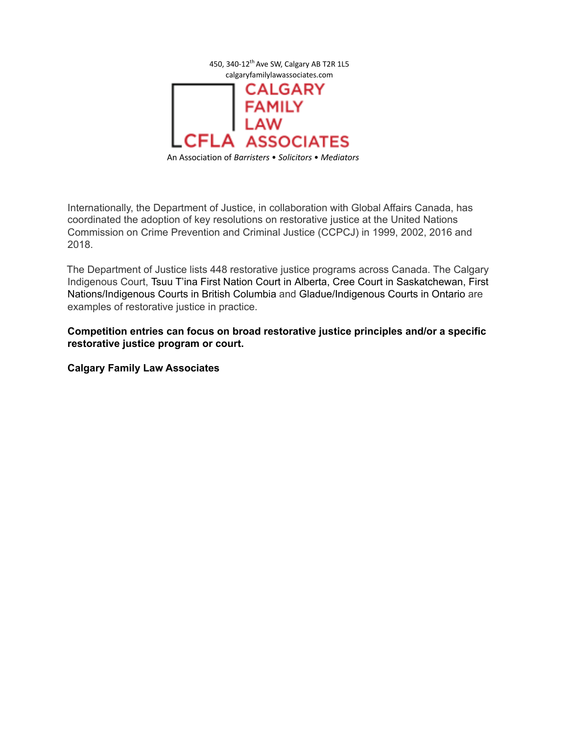450, 340-12th Ave SW, Calgary AB T2R 1L5
calgaryfamilylawassociates.com

CALGARY FAMILY LAW ASSOCIATES

CFLA

An Association of *Barristers • Solicitors • Mediators*

Internationally, the Department of Justice, in collaboration with Global Affairs Canada, has coordinated the adoption of key resolutions on restorative justice at the United Nations Commission on Crime Prevention and Criminal Justice (CCPCJ) in 1999, 2002, 2016 and 2018.

The Department of Justice lists 448 restorative justice programs across Canada. The Calgary Indigenous Court, Tsuu T'ina First Nation Court in Alberta, Cree Court in Saskatchewan, First Nations/Indigenous Courts in British Columbia and Gladue/Indigenous Courts in Ontario are examples of restorative justice in practice.

**Competition entries can focus on broad restorative justice principles and/or a specific restorative justice program or court.**

**Calgary Family Law Associates**